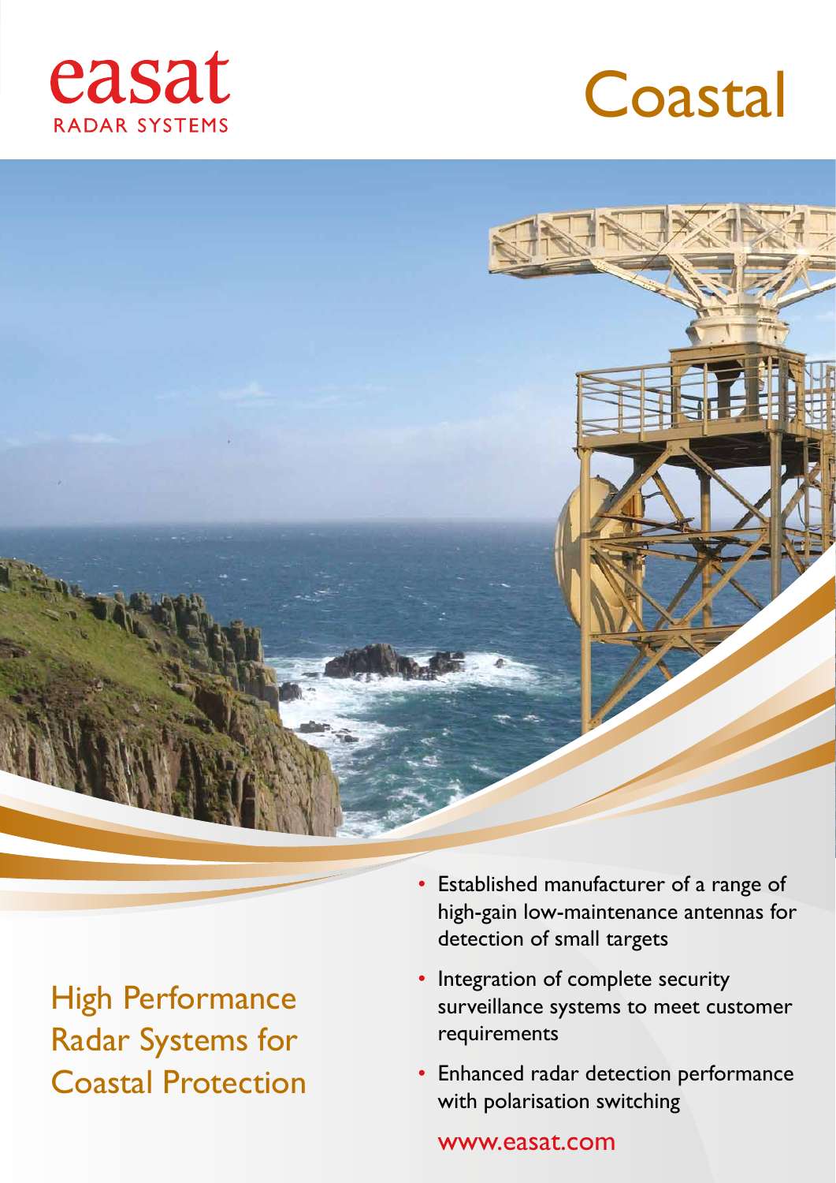easat

RADAR SYSTEMS

# Coastal

## High Performance Radar Systems for Coastal Protection

- Established manufacturer of a range of high-gain low-maintenance antennas for detection of small targets
- Integration of complete security surveillance systems to meet customer requirements
- Enhanced radar detection performance with polarisation switching

www.easat.com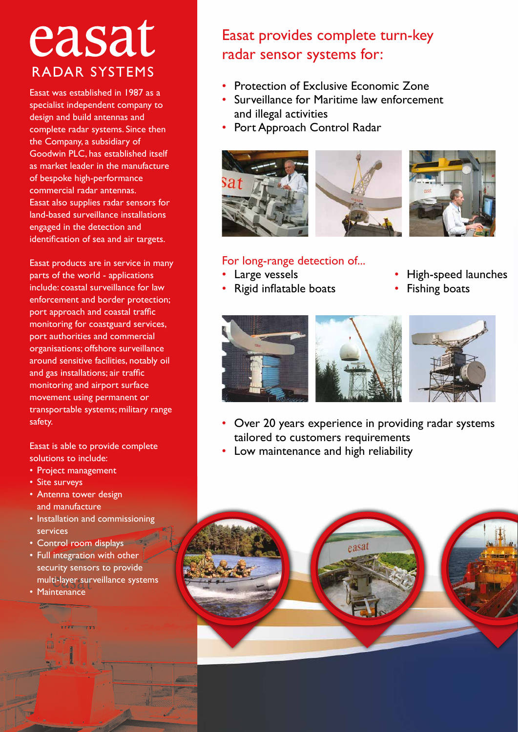# easat

## RADAR SYSTEMS

Easat was established in 1987 as a specialist independent company to design and build antennas and complete radar systems. Since then the Company, a subsidiary of Goodwin PLC, has established itself as market leader in the manufacture of bespoke high-performance commercial radar antennas. Easat also supplies radar sensors for land-based surveillance installations engaged in the detection and identification of sea and air targets.

Easat products are in service in many parts of the world - applications include: coastal surveillance for law enforcement and border protection; port approach and coastal traffic monitoring for coastguard services, port authorities and commercial organisations; offshore surveillance around sensitive facilities, notably oil and gas installations; air traffic monitoring and airport surface movement using permanent or transportable systems; military range safety.

Easat is able to provide complete solutions to include:

- Project management
- Site surveys
- Antenna tower design and manufacture
- Installation and commissioning services
- Control room displays
- Full integration with other security sensors to provide multi-layer surveillance systems
- Maintenance

## Easat provides complete turn-key radar sensor systems for:

- Protection of Exclusive Economic Zone
- Surveillance for Maritime law enforcement and illegal activities
- Port Approach Control Radar

### For long-range detection of...

- Large vessels
- Rigid inflatable boats
- High-speed launches
- Fishing boats

- Over 20 years experience in providing radar systems tailored to customers requirements
- Low maintenance and high reliability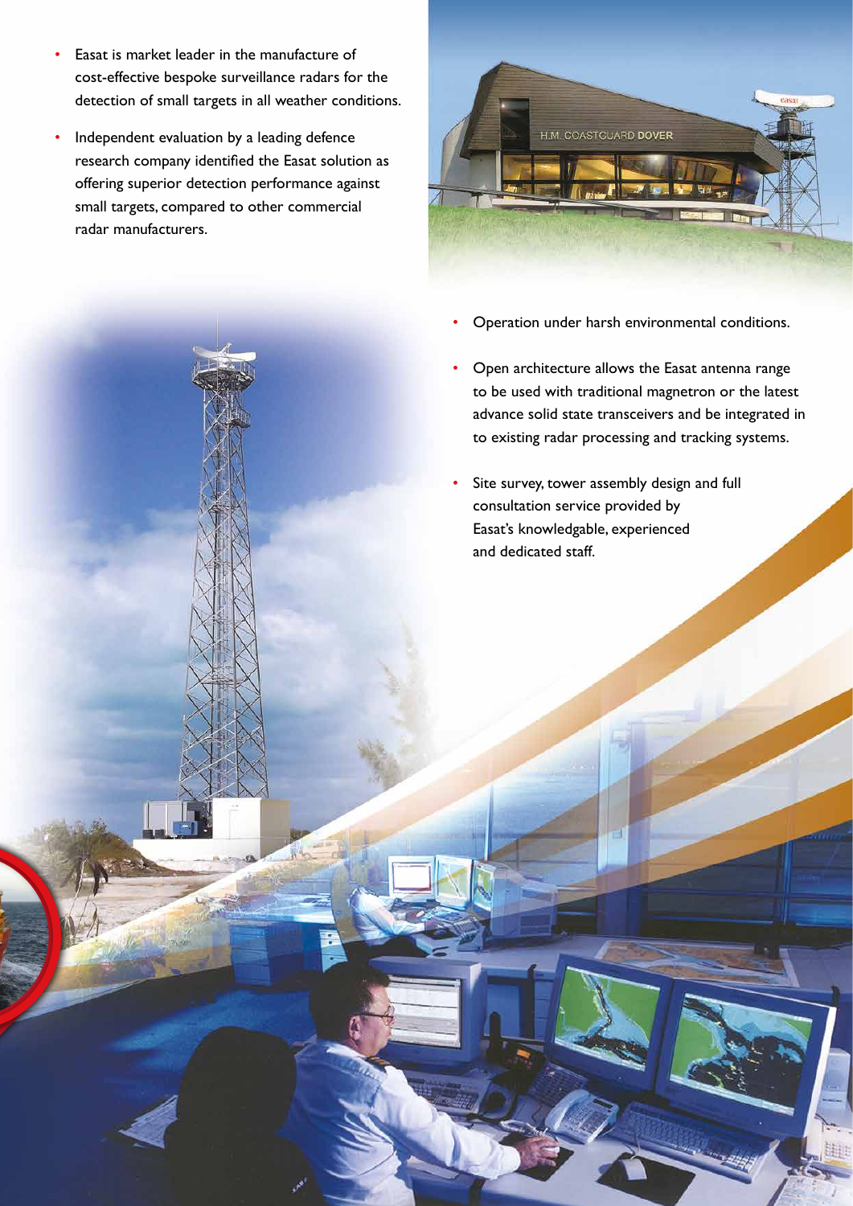- Easat is market leader in the manufacture of cost-effective bespoke surveillance radars for the detection of small targets in all weather conditions.
- Independent evaluation by a leading defence research company identified the Easat solution as offering superior detection performance against small targets, compared to other commercial radar manufacturers.
- Operation under harsh environmental conditions.
- Open architecture allows the Easat antenna range to be used with traditional magnetron or the latest advance solid state transceivers and be integrated in to existing radar processing and tracking systems.
- Site survey, tower assembly design and full consultation service provided by Easat's knowledgable, experienced and dedicated staff.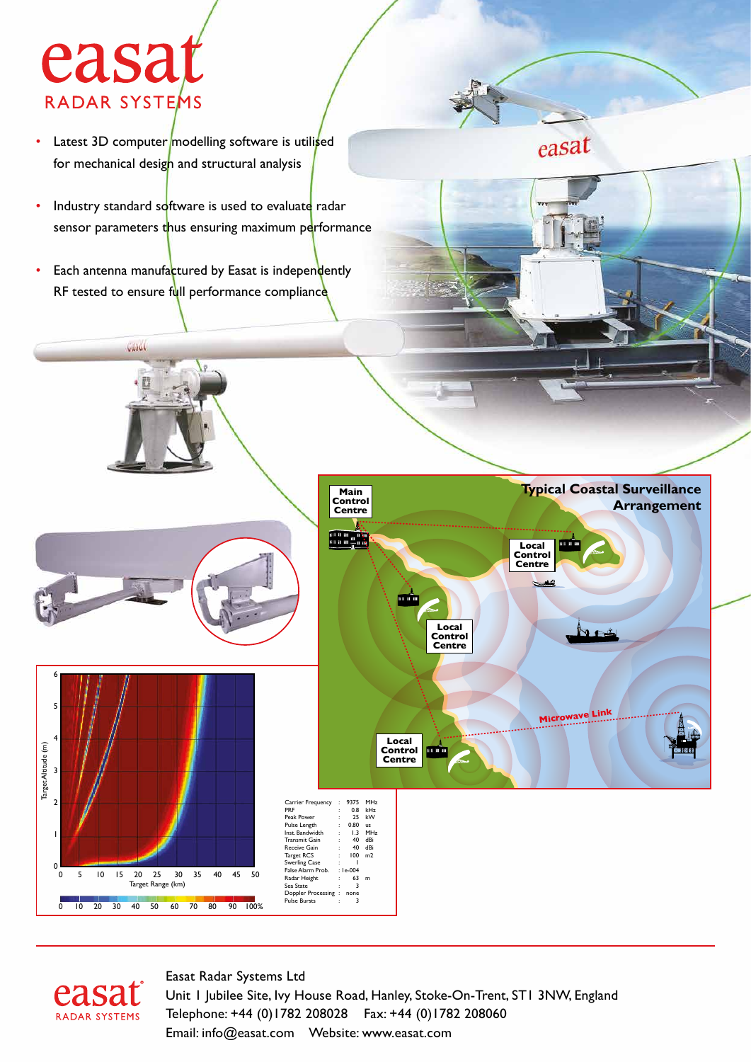# easat

RADAR SYSTEMS

- Latest 3D computer modelling software is utilised for mechanical design and structural analysis
- Industry standard software is used to evaluate radar sensor parameters thus ensuring maximum performance
- Each antenna manufactured by Easat is independently RF tested to ensure full performance compliance

Typical Coastal Surveillance Arrangement

Main Control Centre

Local Control Centre

Local Control Centre

Local Control Centre

Microwave Link

Target Altitude (m)

6
5
4
3
2
1
0

0 5 10 15 20 25 30 35 40 45 50

Target Range (km)

0 10 20 30 40 50 60 70 80 90 100%

| | | | |
|---|---|---|---|
| Carrier Frequency | : | 9375 | MHz |
| PRF | : | 0.8 | kHz |
| Peak Power | : | 25 | kW |
| Pulse Length | : | 0.80 | us |
| Inst. Bandwidth | : | 1.3 | MHz |
| Transmit Gain | : | 40 | dBi |
| Receive Gain | : | 40 | dBi |
| Target RCS | : | 100 | m2 |
| Swerling Case | : | 1 | |
| False Alarm Prob. | : | 1e-004 | |
| Radar Height | : | 63 | m |
| Sea State | : | 3 | |
| Doppler Processing | : | none | |
| Pulse Bursts | : | 3 | |

easat RADAR SYSTEMS

Easat Radar Systems Ltd
Unit 1 Jubilee Site, Ivy House Road, Hanley, Stoke-On-Trent, ST1 3NW, England
Telephone: +44 (0)1782 208028 Fax: +44 (0)1782 208060
Email: info@easat.com Website: www.easat.com